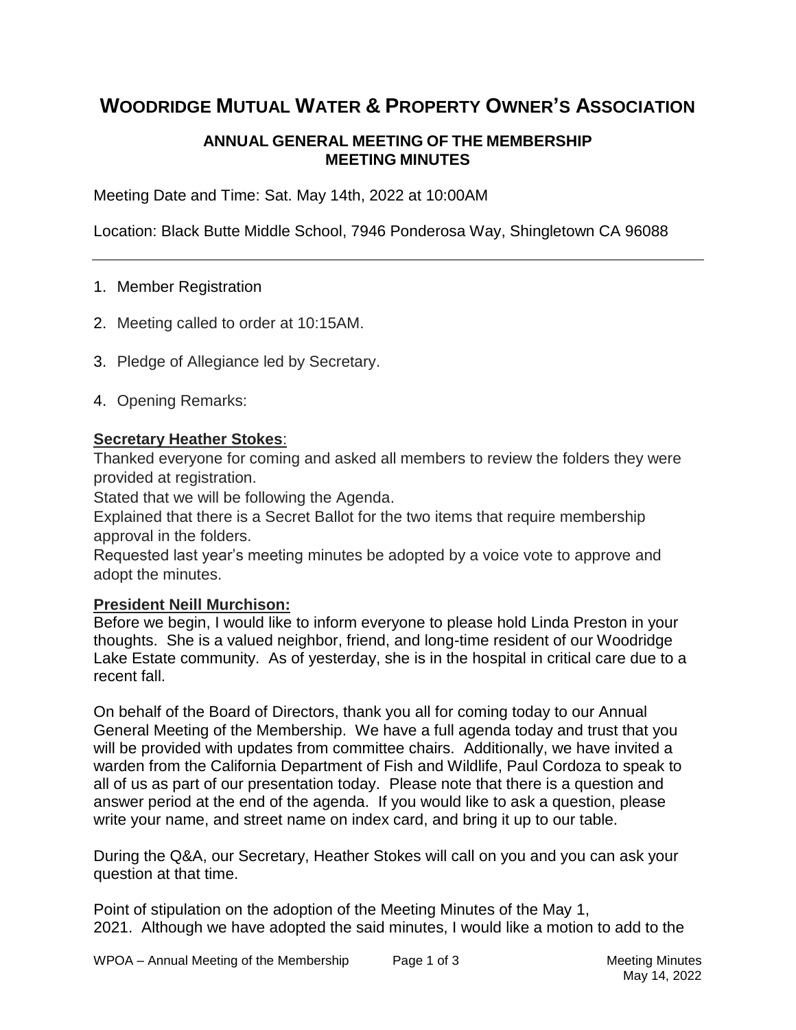# WOODRIDGE MUTUAL WATER & PROPERTY OWNER'S ASSOCIATION

### ANNUAL GENERAL MEETING OF THE MEMBERSHIP
### MEETING MINUTES

Meeting Date and Time: Sat. May 14th, 2022 at 10:00AM

Location: Black Butte Middle School, 7946 Ponderosa Way, Shingletown CA 96088

---

1. Member Registration
2. Meeting called to order at 10:15AM.
3. Pledge of Allegiance led by Secretary.
4. Opening Remarks:

**Secretary Heather Stokes**:

Thanked everyone for coming and asked all members to review the folders they were provided at registration.

Stated that we will be following the Agenda.

Explained that there is a Secret Ballot for the two items that require membership approval in the folders.

Requested last year's meeting minutes be adopted by a voice vote to approve and adopt the minutes.

**President Neill Murchison:**

Before we begin, I would like to inform everyone to please hold Linda Preston in your thoughts. She is a valued neighbor, friend, and long-time resident of our Woodridge Lake Estate community. As of yesterday, she is in the hospital in critical care due to a recent fall.

On behalf of the Board of Directors, thank you all for coming today to our Annual General Meeting of the Membership. We have a full agenda today and trust that you will be provided with updates from committee chairs. Additionally, we have invited a warden from the California Department of Fish and Wildlife, Paul Cordoza to speak to all of us as part of our presentation today. Please note that there is a question and answer period at the end of the agenda. If you would like to ask a question, please write your name, and street name on index card, and bring it up to our table.

During the Q&A, our Secretary, Heather Stokes will call on you and you can ask your question at that time.

Point of stipulation on the adoption of the Meeting Minutes of the May 1, 2021. Although we have adopted the said minutes, I would like a motion to add to the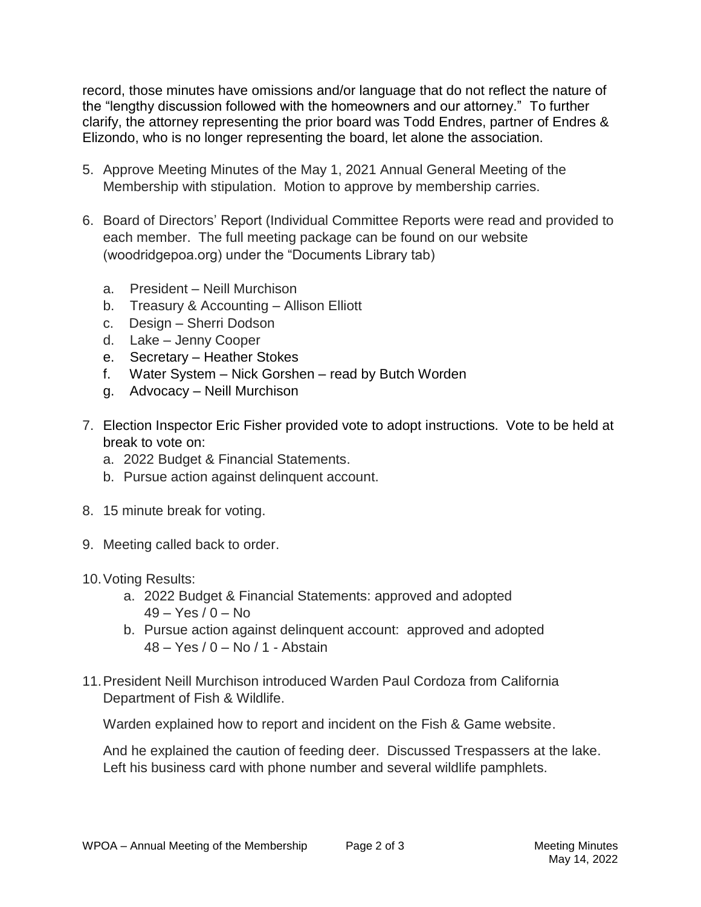record, those minutes have omissions and/or language that do not reflect the nature of the "lengthy discussion followed with the homeowners and our attorney." To further clarify, the attorney representing the prior board was Todd Endres, partner of Endres & Elizondo, who is no longer representing the board, let alone the association.

5. Approve Meeting Minutes of the May 1, 2021 Annual General Meeting of the Membership with stipulation. Motion to approve by membership carries.

6. Board of Directors' Report (Individual Committee Reports were read and provided to each member. The full meeting package can be found on our website (woodridgepoa.org) under the "Documents Library tab)

   a. President – Neill Murchison
   b. Treasury & Accounting – Allison Elliott
   c. Design – Sherri Dodson
   d. Lake – Jenny Cooper
   e. Secretary – Heather Stokes
   f. Water System – Nick Gorshen – read by Butch Worden
   g. Advocacy – Neill Murchison

7. Election Inspector Eric Fisher provided vote to adopt instructions. Vote to be held at break to vote on:
   a. 2022 Budget & Financial Statements.
   b. Pursue action against delinquent account.

8. 15 minute break for voting.

9. Meeting called back to order.

10. Voting Results:
    a. 2022 Budget & Financial Statements: approved and adopted
       49 – Yes / 0 – No
    b. Pursue action against delinquent account: approved and adopted
       48 – Yes / 0 – No / 1 - Abstain

11. President Neill Murchison introduced Warden Paul Cordoza from California Department of Fish & Wildlife.

    Warden explained how to report and incident on the Fish & Game website.

    And he explained the caution of feeding deer. Discussed Trespassers at the lake. Left his business card with phone number and several wildlife pamphlets.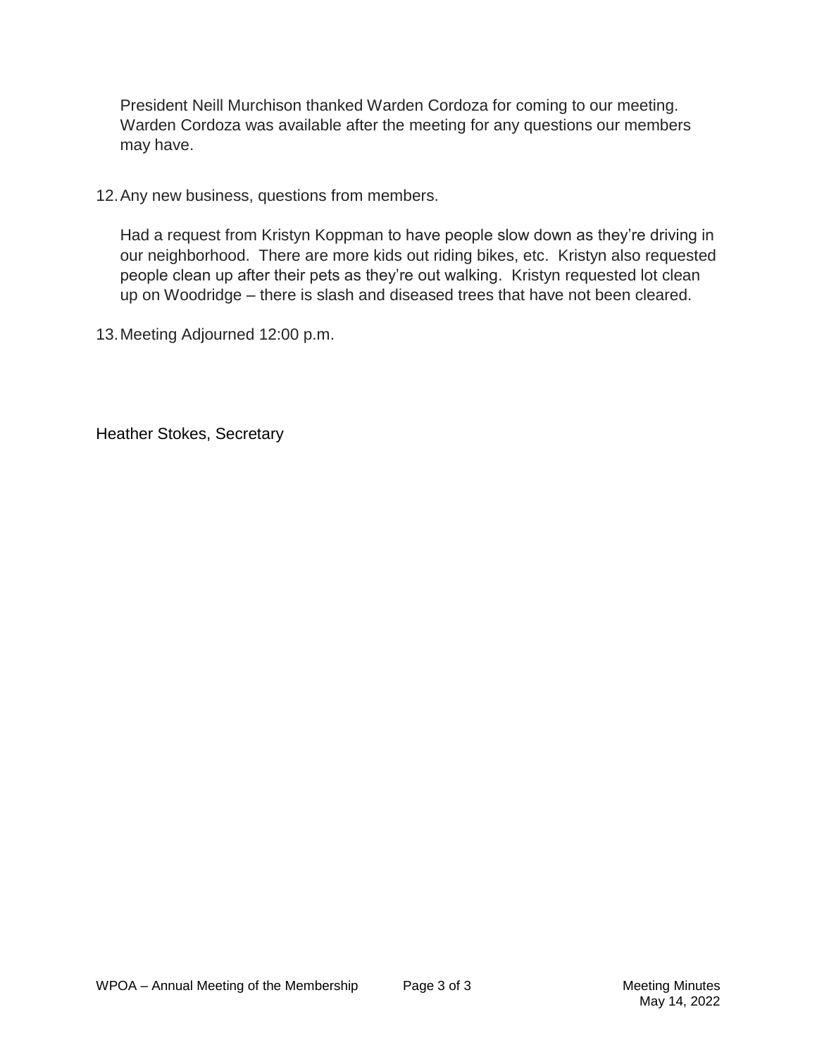President Neill Murchison thanked Warden Cordoza for coming to our meeting. Warden Cordoza was available after the meeting for any questions our members may have.

12. Any new business, questions from members.

    Had a request from Kristyn Koppman to have people slow down as they're driving in our neighborhood. There are more kids out riding bikes, etc. Kristyn also requested people clean up after their pets as they're out walking. Kristyn requested lot clean up on Woodridge – there is slash and diseased trees that have not been cleared.

13. Meeting Adjourned 12:00 p.m.

Heather Stokes, Secretary